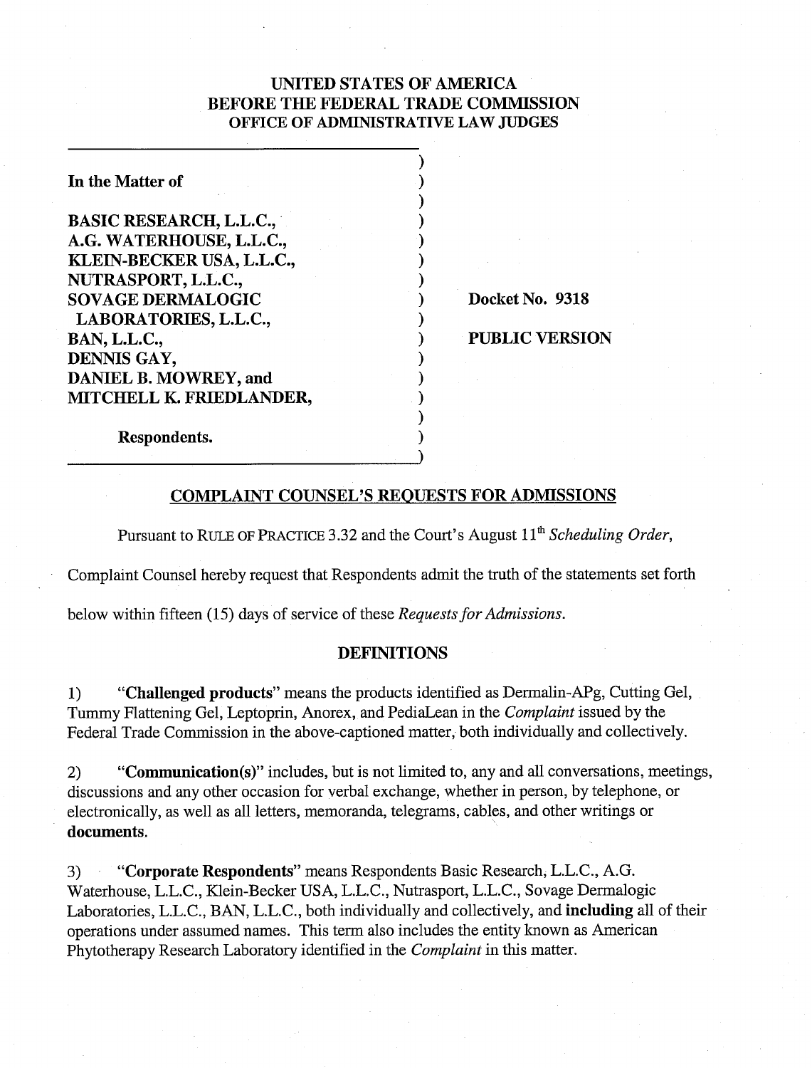**UNITED STATES OF AMERICA**
**BEFORE THE FEDERAL TRADE COMMISSION**
**OFFICE OF ADMINISTRATIVE LAW JUDGES**

**In the Matter of**

**BASIC RESEARCH, L.L.C.,**
**A.G. WATERHOUSE, L.L.C.,**
**KLEIN-BECKER USA, L.L.C.,**
**NUTRASPORT, L.L.C.,**
**SOVAGE DERMALOGIC LABORATORIES, L.L.C.,**
**BAN, L.L.C.,**
**DENNIS GAY,**
**DANIEL B. MOWREY, and**
**MITCHELL K. FRIEDLANDER,**

**Respondents.**

**Docket No. 9318**

**PUBLIC VERSION**

## COMPLAINT COUNSEL'S REQUESTS FOR ADMISSIONS

Pursuant to RULE OF PRACTICE 3.32 and the Court's August 11th *Scheduling Order*, Complaint Counsel hereby request that Respondents admit the truth of the statements set forth below within fifteen (15) days of service of these *Requests for Admissions*.

### DEFINITIONS

1) "**Challenged products**" means the products identified as Dermalin-APg, Cutting Gel, Tummy Flattening Gel, Leptoprin, Anorex, and PediaLean in the *Complaint* issued by the Federal Trade Commission in the above-captioned matter, both individually and collectively.

2) "**Communication(s)**" includes, but is not limited to, any and all conversations, meetings, discussions and any other occasion for verbal exchange, whether in person, by telephone, or electronically, as well as all letters, memoranda, telegrams, cables, and other writings or **documents**.

3) "**Corporate Respondents**" means Respondents Basic Research, L.L.C., A.G. Waterhouse, L.L.C., Klein-Becker USA, L.L.C., Nutrasport, L.L.C., Sovage Dermalogic Laboratories, L.L.C., BAN, L.L.C., both individually and collectively, and **including** all of their operations under assumed names. This term also includes the entity known as American Phytotherapy Research Laboratory identified in the *Complaint* in this matter.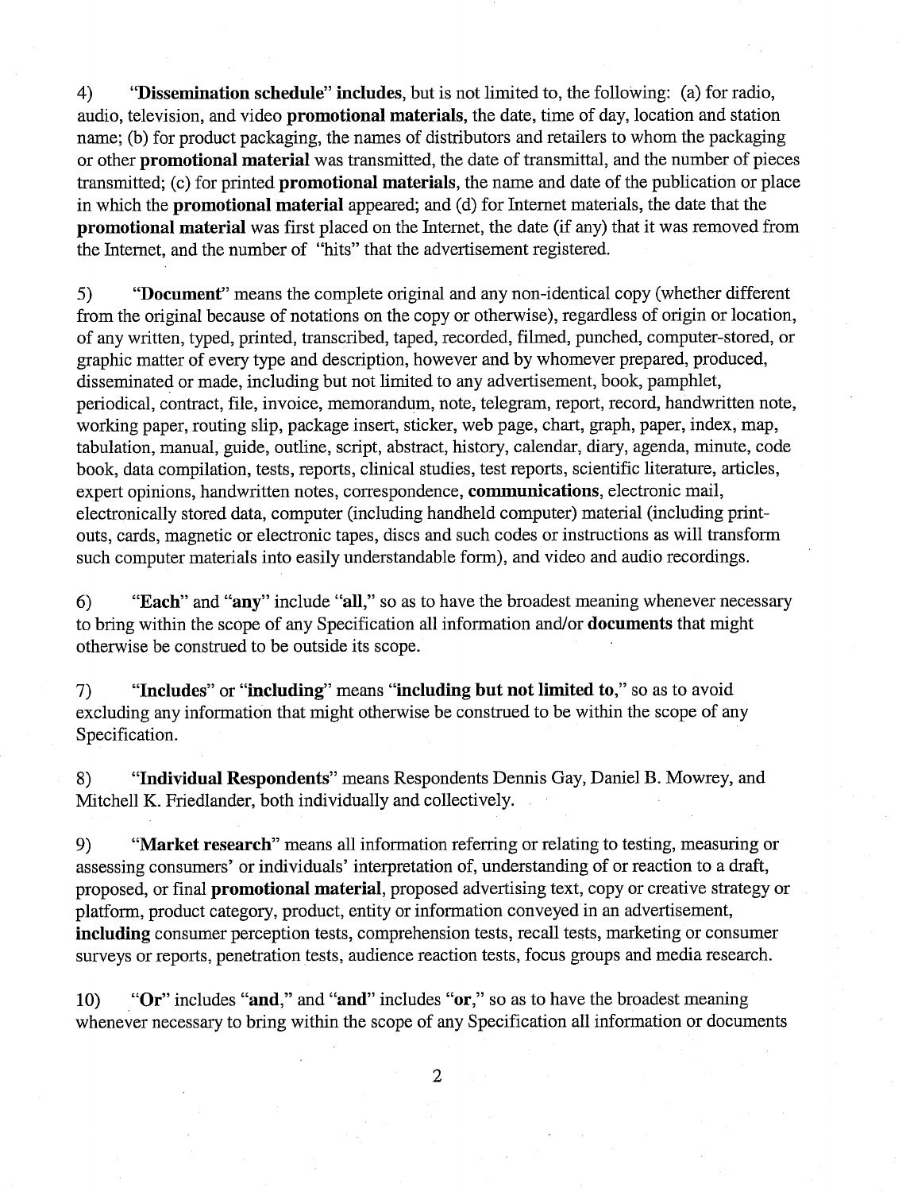4) **"Dissemination schedule" includes**, but is not limited to, the following: (a) for radio, audio, television, and video **promotional materials**, the date, time of day, location and station name; (b) for product packaging, the names of distributors and retailers to whom the packaging or other **promotional material** was transmitted, the date of transmittal, and the number of pieces transmitted; (c) for printed **promotional materials**, the name and date of the publication or place in which the **promotional material** appeared; and (d) for Internet materials, the date that the **promotional material** was first placed on the Internet, the date (if any) that it was removed from the Internet, and the number of "hits" that the advertisement registered.

5) "**Document**" means the complete original and any non-identical copy (whether different from the original because of notations on the copy or otherwise), regardless of origin or location, of any written, typed, printed, transcribed, taped, recorded, filmed, punched, computer-stored, or graphic matter of every type and description, however and by whomever prepared, produced, disseminated or made, including but not limited to any advertisement, book, pamphlet, periodical, contract, file, invoice, memorandum, note, telegram, report, record, handwritten note, working paper, routing slip, package insert, sticker, web page, chart, graph, paper, index, map, tabulation, manual, guide, outline, script, abstract, history, calendar, diary, agenda, minute, code book, data compilation, tests, reports, clinical studies, test reports, scientific literature, articles, expert opinions, handwritten notes, correspondence, **communications**, electronic mail, electronically stored data, computer (including handheld computer) material (including print-outs, cards, magnetic or electronic tapes, discs and such codes or instructions as will transform such computer materials into easily understandable form), and video and audio recordings.

6) "**Each**" and "**any**" include "**all**," so as to have the broadest meaning whenever necessary to bring within the scope of any Specification all information and/or **documents** that might otherwise be construed to be outside its scope.

7) "**Includes**" or "**including**" means "**including but not limited to**," so as to avoid excluding any information that might otherwise be construed to be within the scope of any Specification.

8) "**Individual Respondents**" means Respondents Dennis Gay, Daniel B. Mowrey, and Mitchell K. Friedlander, both individually and collectively.

9) "**Market research**" means all information referring or relating to testing, measuring or assessing consumers' or individuals' interpretation of, understanding of or reaction to a draft, proposed, or final **promotional material**, proposed advertising text, copy or creative strategy or platform, product category, product, entity or information conveyed in an advertisement, **including** consumer perception tests, comprehension tests, recall tests, marketing or consumer surveys or reports, penetration tests, audience reaction tests, focus groups and media research.

10) "**Or**" includes "**and**," and "**and**" includes "**or**," so as to have the broadest meaning whenever necessary to bring within the scope of any Specification all information or documents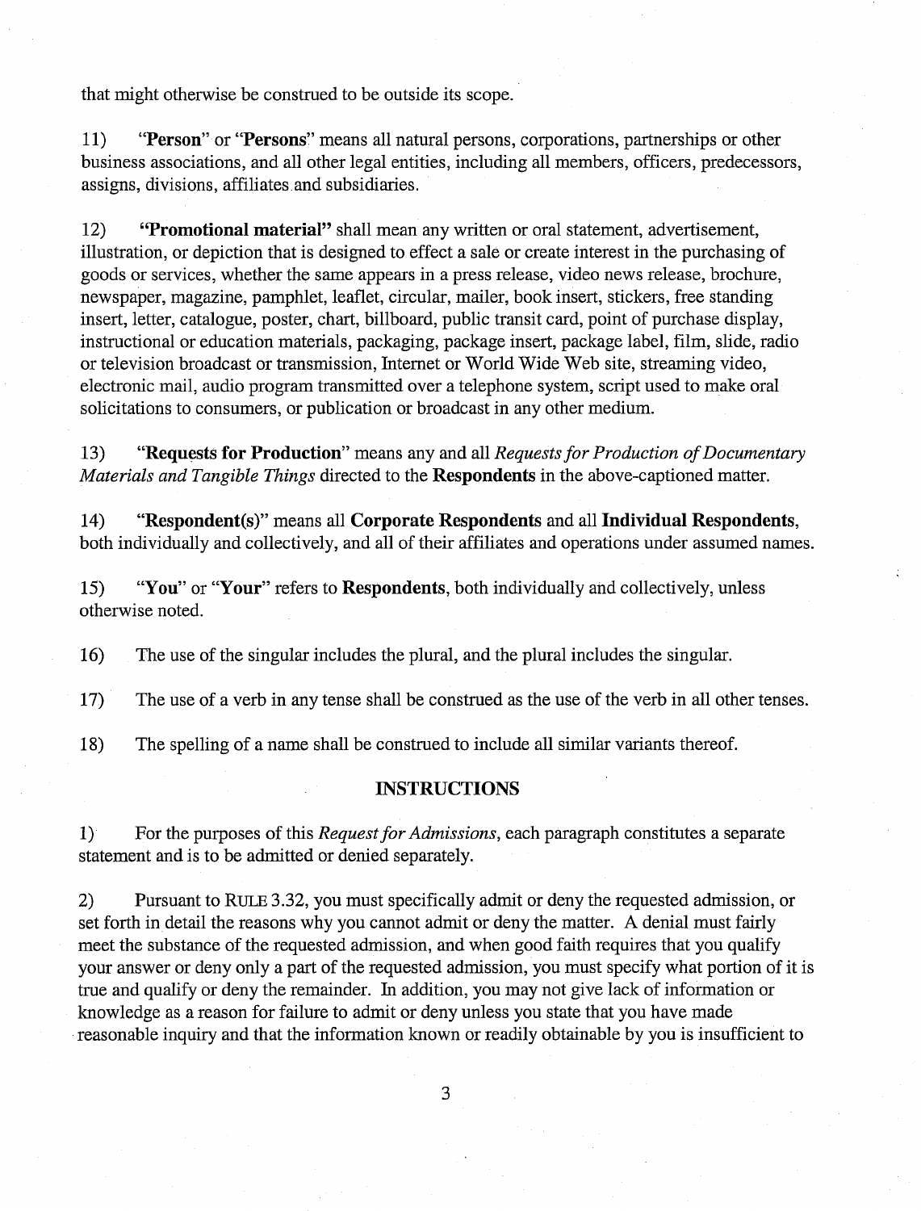that might otherwise be construed to be outside its scope.

11) **"Person"** or **"Persons"** means all natural persons, corporations, partnerships or other business associations, and all other legal entities, including all members, officers, predecessors, assigns, divisions, affiliates and subsidiaries.

12) **"Promotional material"** shall mean any written or oral statement, advertisement, illustration, or depiction that is designed to effect a sale or create interest in the purchasing of goods or services, whether the same appears in a press release, video news release, brochure, newspaper, magazine, pamphlet, leaflet, circular, mailer, book insert, stickers, free standing insert, letter, catalogue, poster, chart, billboard, public transit card, point of purchase display, instructional or education materials, packaging, package insert, package label, film, slide, radio or television broadcast or transmission, Internet or World Wide Web site, streaming video, electronic mail, audio program transmitted over a telephone system, script used to make oral solicitations to consumers, or publication or broadcast in any other medium.

13) **"Requests for Production"** means any and all *Requests for Production of Documentary Materials and Tangible Things* directed to the **Respondents** in the above-captioned matter.

14) **"Respondent(s)"** means all **Corporate Respondents** and all **Individual Respondents**, both individually and collectively, and all of their affiliates and operations under assumed names.

15) **"You"** or **"Your"** refers to **Respondents**, both individually and collectively, unless otherwise noted.

16) The use of the singular includes the plural, and the plural includes the singular.

17) The use of a verb in any tense shall be construed as the use of the verb in all other tenses.

18) The spelling of a name shall be construed to include all similar variants thereof.

## INSTRUCTIONS

1) For the purposes of this *Request for Admissions*, each paragraph constitutes a separate statement and is to be admitted or denied separately.

2) Pursuant to RULE 3.32, you must specifically admit or deny the requested admission, or set forth in detail the reasons why you cannot admit or deny the matter. A denial must fairly meet the substance of the requested admission, and when good faith requires that you qualify your answer or deny only a part of the requested admission, you must specify what portion of it is true and qualify or deny the remainder. In addition, you may not give lack of information or knowledge as a reason for failure to admit or deny unless you state that you have made reasonable inquiry and that the information known or readily obtainable by you is insufficient to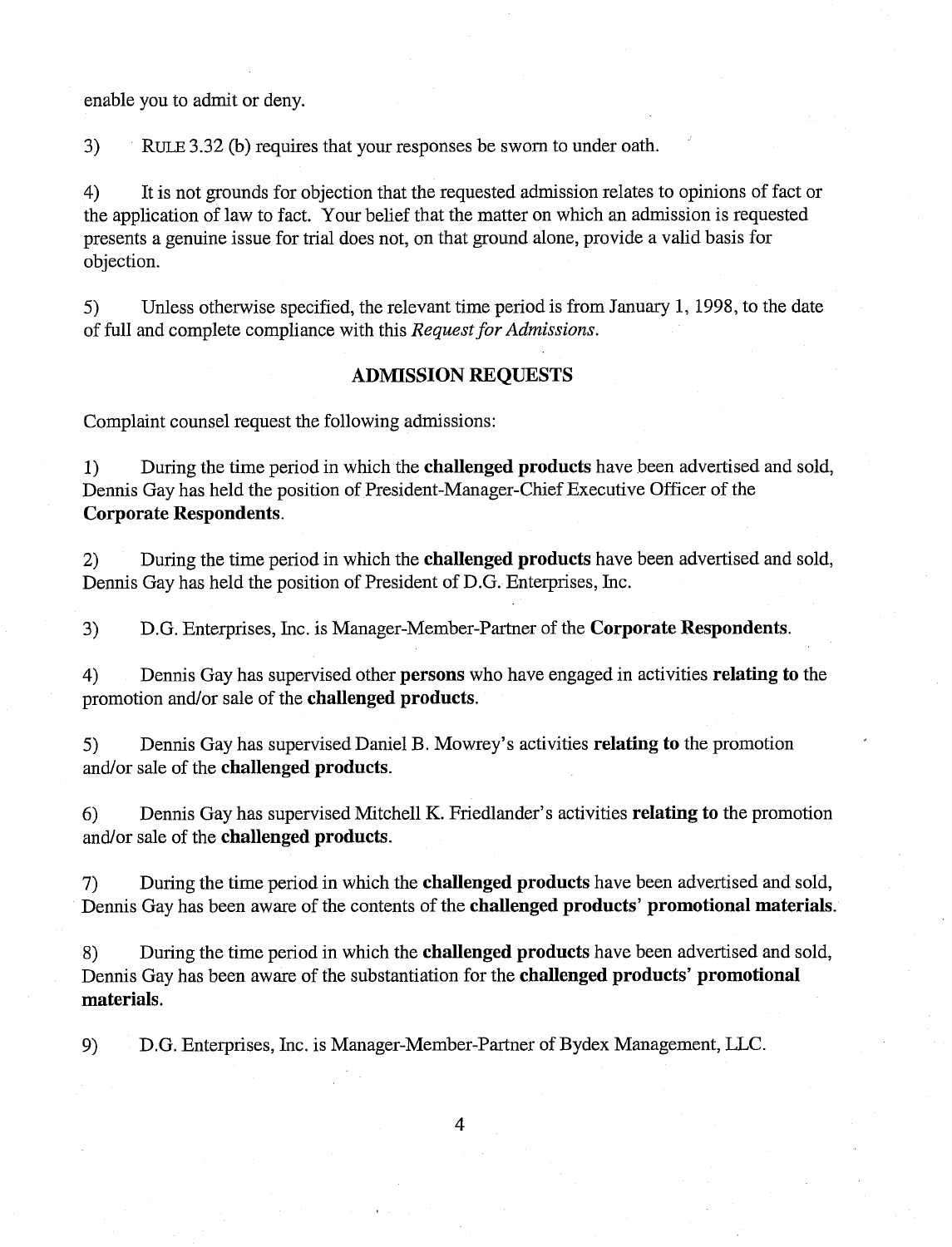enable you to admit or deny.

3) RULE 3.32 (b) requires that your responses be sworn to under oath.

4) It is not grounds for objection that the requested admission relates to opinions of fact or the application of law to fact. Your belief that the matter on which an admission is requested presents a genuine issue for trial does not, on that ground alone, provide a valid basis for objection.

5) Unless otherwise specified, the relevant time period is from January 1, 1998, to the date of full and complete compliance with this *Request for Admissions*.

## ADMISSION REQUESTS

Complaint counsel request the following admissions:

1) During the time period in which the **challenged products** have been advertised and sold, Dennis Gay has held the position of President-Manager-Chief Executive Officer of the **Corporate Respondents**.

2) During the time period in which the **challenged products** have been advertised and sold, Dennis Gay has held the position of President of D.G. Enterprises, Inc.

3) D.G. Enterprises, Inc. is Manager-Member-Partner of the **Corporate Respondents**.

4) Dennis Gay has supervised other **persons** who have engaged in activities **relating to** the promotion and/or sale of the **challenged products**.

5) Dennis Gay has supervised Daniel B. Mowrey's activities **relating to** the promotion and/or sale of the **challenged products**.

6) Dennis Gay has supervised Mitchell K. Friedlander's activities **relating to** the promotion and/or sale of the **challenged products**.

7) During the time period in which the **challenged products** have been advertised and sold, Dennis Gay has been aware of the contents of the **challenged products' promotional materials**.

8) During the time period in which the **challenged products** have been advertised and sold, Dennis Gay has been aware of the substantiation for the **challenged products' promotional materials.**

9) D.G. Enterprises, Inc. is Manager-Member-Partner of Bydex Management, LLC.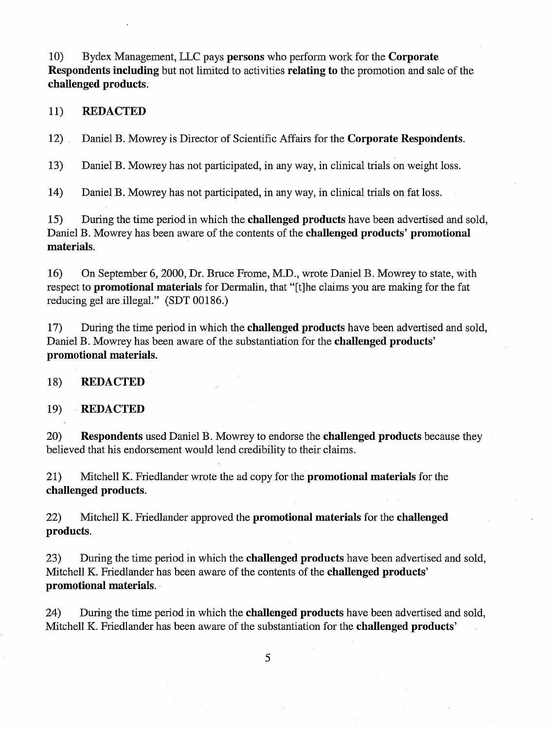10) Bydex Management, LLC pays **persons** who perform work for the **Corporate Respondents including** but not limited to activities **relating to** the promotion and sale of the **challenged products**.

11) **REDACTED**

12) Daniel B. Mowrey is Director of Scientific Affairs for the **Corporate Respondents**.

13) Daniel B. Mowrey has not participated, in any way, in clinical trials on weight loss.

14) Daniel B. Mowrey has not participated, in any way, in clinical trials on fat loss.

15) During the time period in which the **challenged products** have been advertised and sold, Daniel B. Mowrey has been aware of the contents of the **challenged products' promotional materials**.

16) On September 6, 2000, Dr. Bruce Frome, M.D., wrote Daniel B. Mowrey to state, with respect to **promotional materials** for Dermalin, that "[t]he claims you are making for the fat reducing gel are illegal." (SDT 00186.)

17) During the time period in which the **challenged products** have been advertised and sold, Daniel B. Mowrey has been aware of the substantiation for the **challenged products' promotional materials.**

18) **REDACTED**

19) **REDACTED**

20) **Respondents** used Daniel B. Mowrey to endorse the **challenged products** because they believed that his endorsement would lend credibility to their claims.

21) Mitchell K. Friedlander wrote the ad copy for the **promotional materials** for the **challenged products**.

22) Mitchell K. Friedlander approved the **promotional materials** for the **challenged products**.

23) During the time period in which the **challenged products** have been advertised and sold, Mitchell K. Friedlander has been aware of the contents of the **challenged products' promotional materials.**

24) During the time period in which the **challenged products** have been advertised and sold, Mitchell K. Friedlander has been aware of the substantiation for the **challenged products'**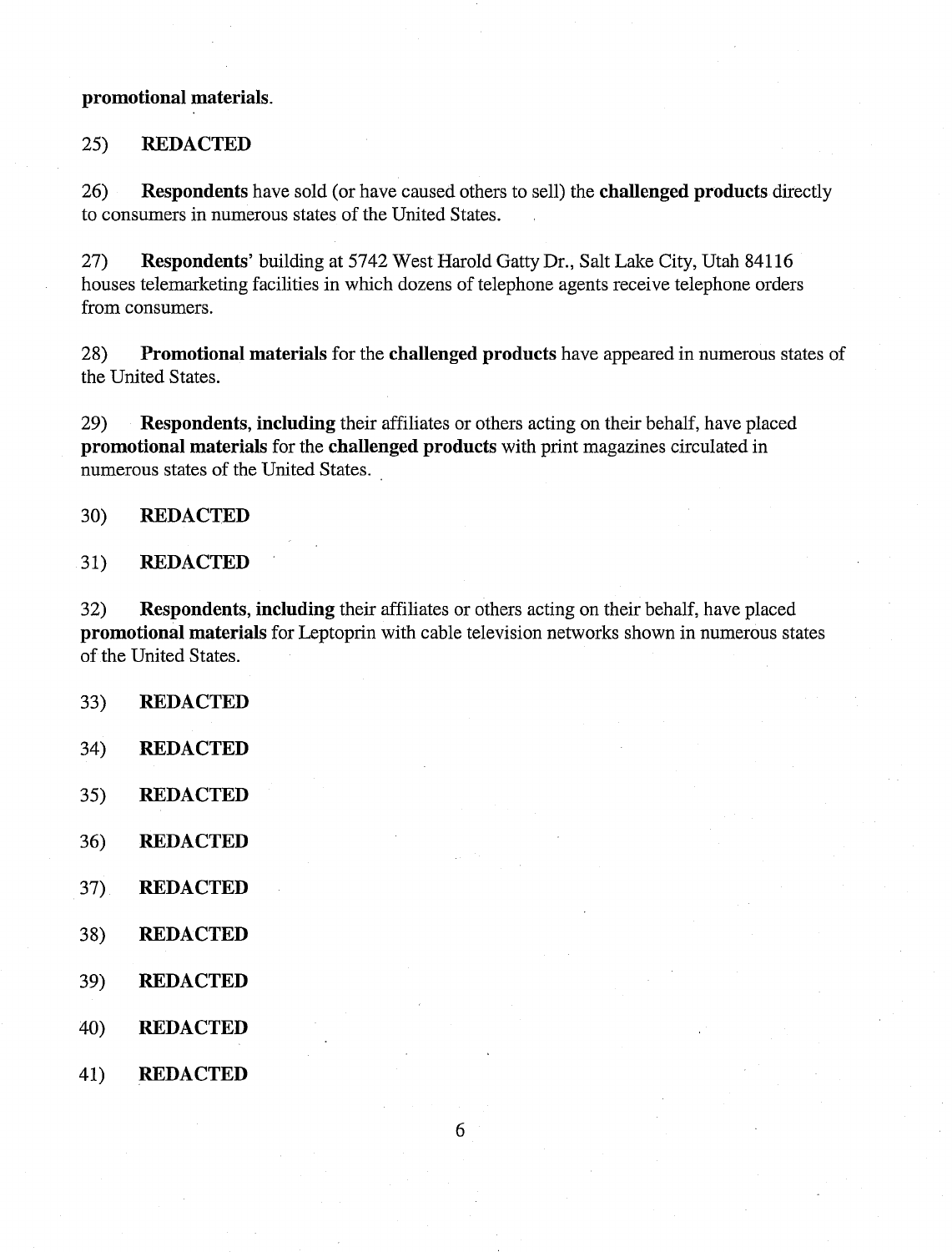**promotional materials.**

25) **REDACTED**

26) **Respondents** have sold (or have caused others to sell) the **challenged products** directly to consumers in numerous states of the United States.

27) **Respondents**' building at 5742 West Harold Gatty Dr., Salt Lake City, Utah 84116 houses telemarketing facilities in which dozens of telephone agents receive telephone orders from consumers.

28) **Promotional materials** for the **challenged products** have appeared in numerous states of the United States.

29) **Respondents, including** their affiliates or others acting on their behalf, have placed **promotional materials** for the **challenged products** with print magazines circulated in numerous states of the United States.

30) **REDACTED**

31) **REDACTED**

32) **Respondents, including** their affiliates or others acting on their behalf, have placed **promotional materials** for Leptoprin with cable television networks shown in numerous states of the United States.

33) **REDACTED**

34) **REDACTED**

35) **REDACTED**

36) **REDACTED**

37) **REDACTED**

38) **REDACTED**

39) **REDACTED**

40) **REDACTED**

41) **REDACTED**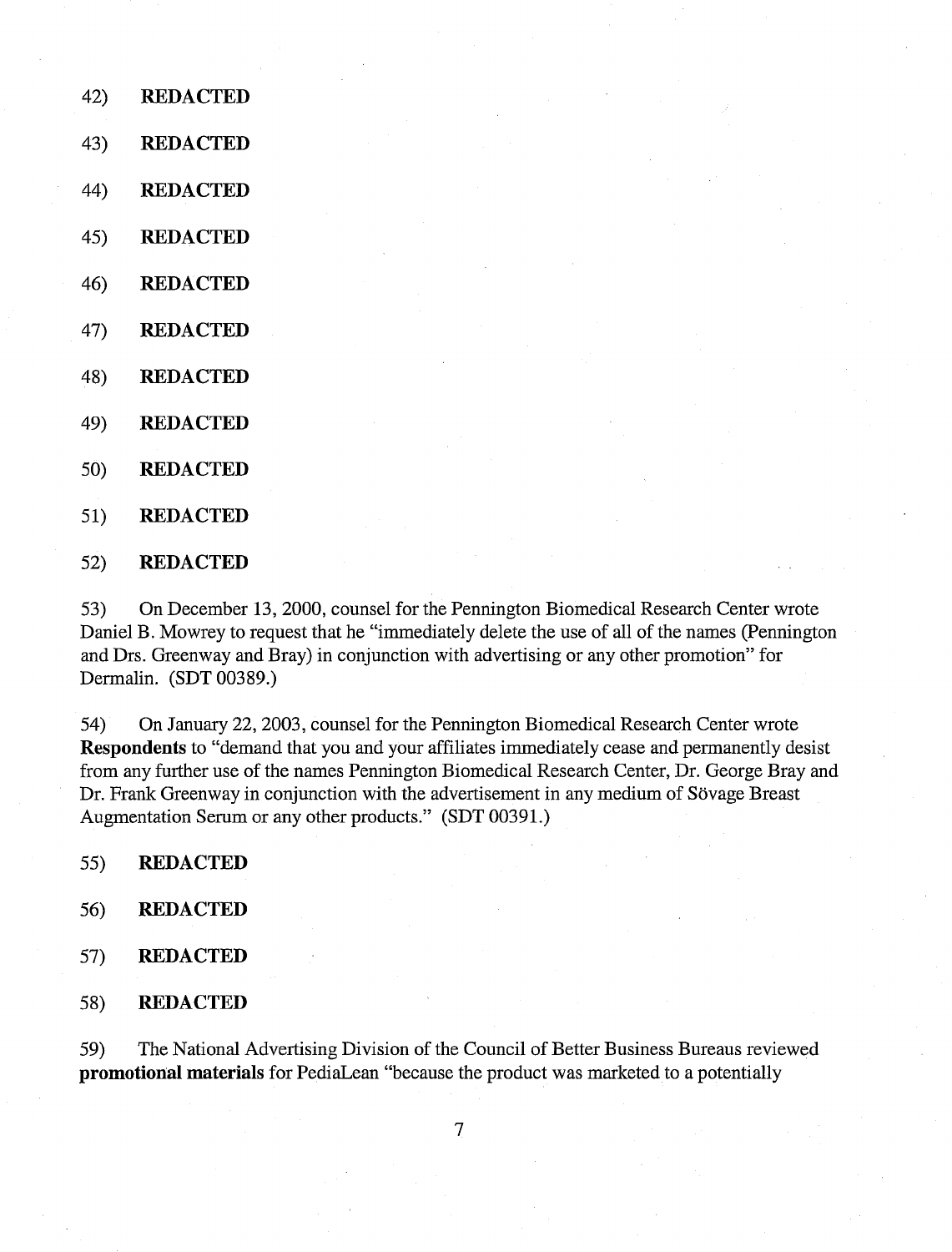42) **REDACTED**

43) **REDACTED**

44) **REDACTED**

45) **REDACTED**

46) **REDACTED**

47) **REDACTED**

48) **REDACTED**

49) **REDACTED**

50) **REDACTED**

51) **REDACTED**

52) **REDACTED**

53) On December 13, 2000, counsel for the Pennington Biomedical Research Center wrote Daniel B. Mowrey to request that he "immediately delete the use of all of the names (Pennington and Drs. Greenway and Bray) in conjunction with advertising or any other promotion" for Dermalin. (SDT 00389.)

54) On January 22, 2003, counsel for the Pennington Biomedical Research Center wrote **Respondents** to "demand that you and your affiliates immediately cease and permanently desist from any further use of the names Pennington Biomedical Research Center, Dr. George Bray and Dr. Frank Greenway in conjunction with the advertisement in any medium of Sövage Breast Augmentation Serum or any other products." (SDT 00391.)

55) **REDACTED**

56) **REDACTED**

57) **REDACTED**

58) **REDACTED**

59) The National Advertising Division of the Council of Better Business Bureaus reviewed **promotional materials** for PediaLean "because the product was marketed to a potentially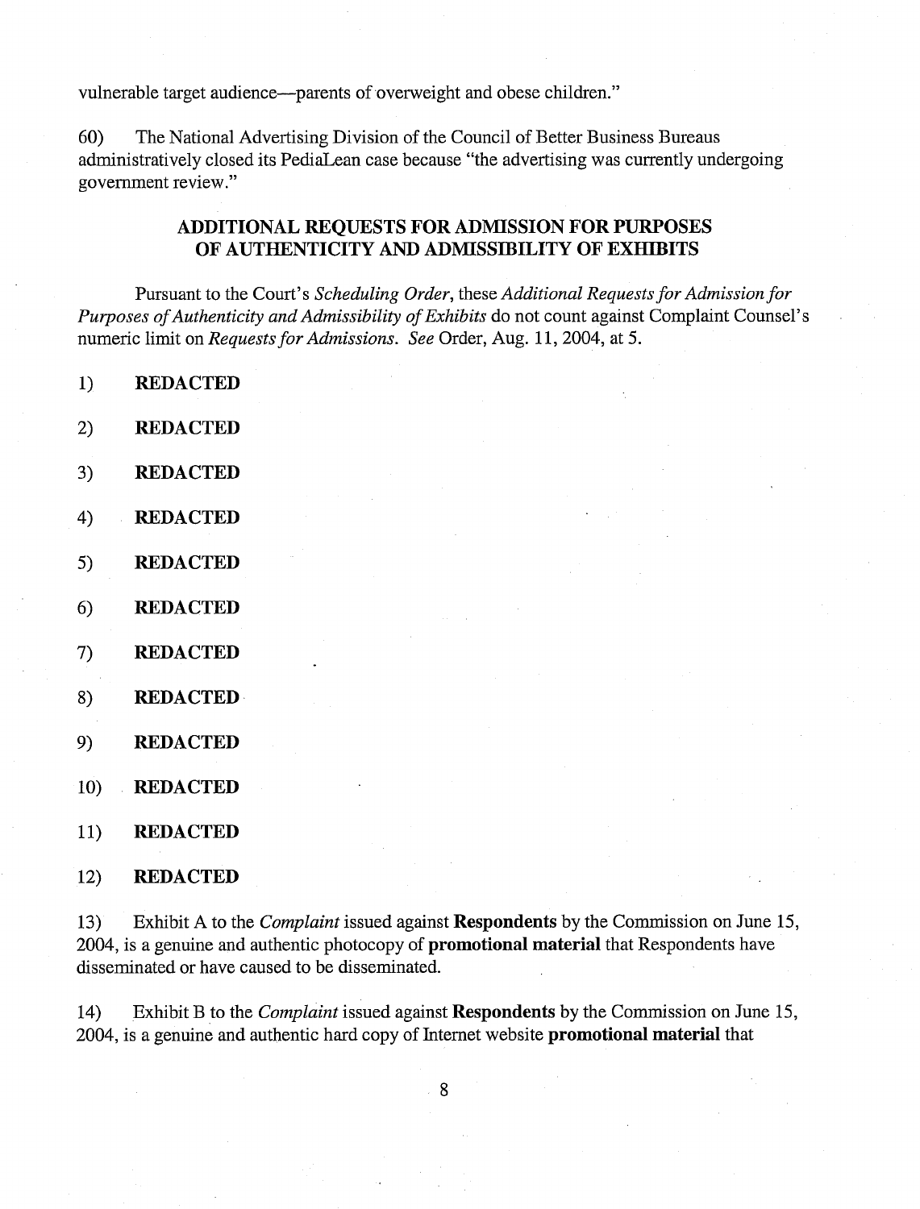vulnerable target audience—parents of overweight and obese children."

60) The National Advertising Division of the Council of Better Business Bureaus administratively closed its PediaLean case because "the advertising was currently undergoing government review."

## ADDITIONAL REQUESTS FOR ADMISSION FOR PURPOSES OF AUTHENTICITY AND ADMISSIBILITY OF EXHIBITS

Pursuant to the Court's *Scheduling Order*, these *Additional Requests for Admission for Purposes of Authenticity and Admissibility of Exhibits* do not count against Complaint Counsel's numeric limit on *Requests for Admissions*. *See* Order, Aug. 11, 2004, at 5.

1) **REDACTED**

2) **REDACTED**

3) **REDACTED**

4) **REDACTED**

5) **REDACTED**

6) **REDACTED**

7) **REDACTED**

8) **REDACTED**

9) **REDACTED**

10) **REDACTED**

11) **REDACTED**

12) **REDACTED**

13) Exhibit A to the *Complaint* issued against **Respondents** by the Commission on June 15, 2004, is a genuine and authentic photocopy of **promotional material** that Respondents have disseminated or have caused to be disseminated.

14) Exhibit B to the *Complaint* issued against **Respondents** by the Commission on June 15, 2004, is a genuine and authentic hard copy of Internet website **promotional material** that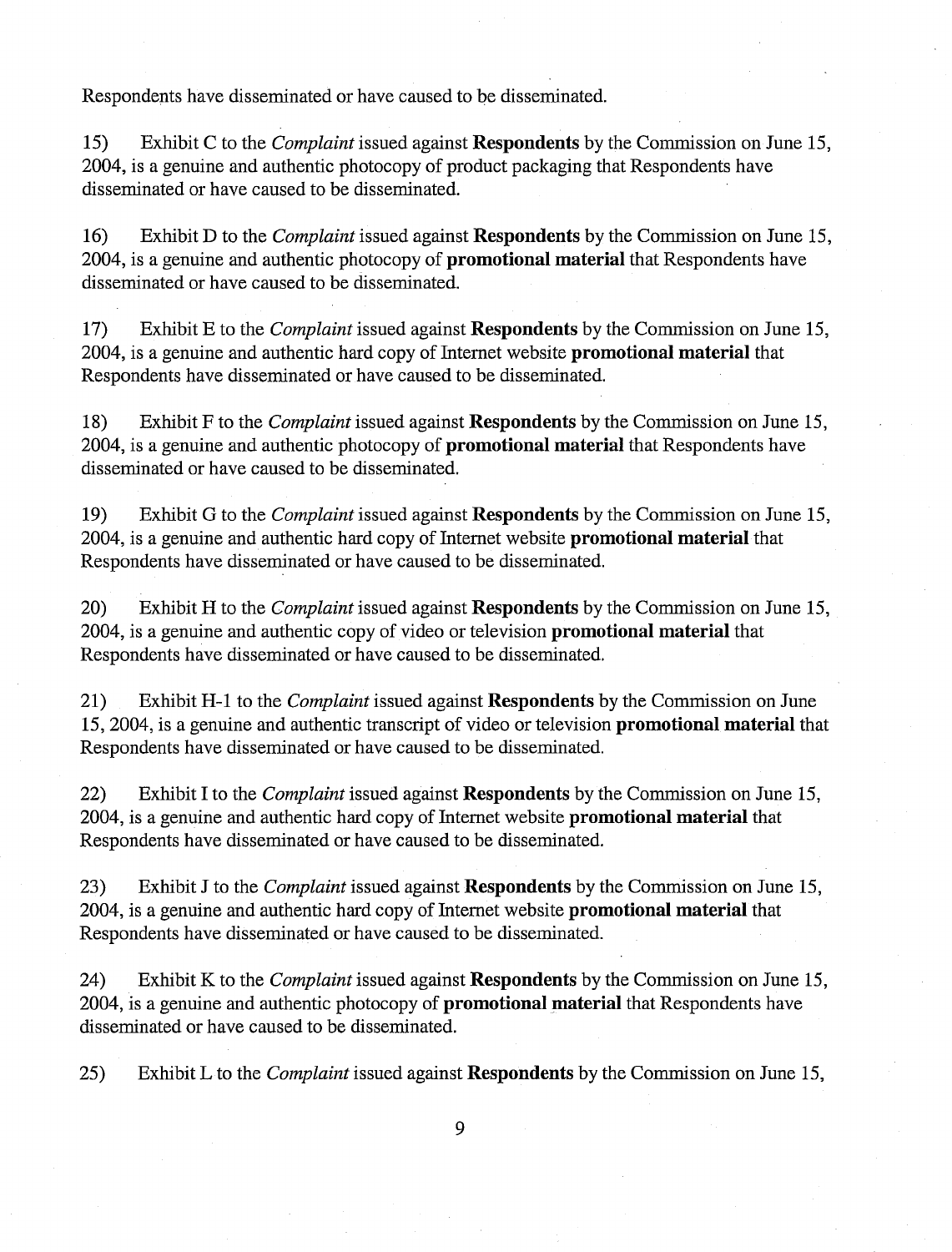Respondents have disseminated or have caused to be disseminated.

15) Exhibit C to the *Complaint* issued against **Respondents** by the Commission on June 15, 2004, is a genuine and authentic photocopy of product packaging that Respondents have disseminated or have caused to be disseminated.

16) Exhibit D to the *Complaint* issued against **Respondents** by the Commission on June 15, 2004, is a genuine and authentic photocopy of **promotional material** that Respondents have disseminated or have caused to be disseminated.

17) Exhibit E to the *Complaint* issued against **Respondents** by the Commission on June 15, 2004, is a genuine and authentic hard copy of Internet website **promotional material** that Respondents have disseminated or have caused to be disseminated.

18) Exhibit F to the *Complaint* issued against **Respondents** by the Commission on June 15, 2004, is a genuine and authentic photocopy of **promotional material** that Respondents have disseminated or have caused to be disseminated.

19) Exhibit G to the *Complaint* issued against **Respondents** by the Commission on June 15, 2004, is a genuine and authentic hard copy of Internet website **promotional material** that Respondents have disseminated or have caused to be disseminated.

20) Exhibit H to the *Complaint* issued against **Respondents** by the Commission on June 15, 2004, is a genuine and authentic copy of video or television **promotional material** that Respondents have disseminated or have caused to be disseminated.

21) Exhibit H-1 to the *Complaint* issued against **Respondents** by the Commission on June 15, 2004, is a genuine and authentic transcript of video or television **promotional material** that Respondents have disseminated or have caused to be disseminated.

22) Exhibit I to the *Complaint* issued against **Respondents** by the Commission on June 15, 2004, is a genuine and authentic hard copy of Internet website **promotional material** that Respondents have disseminated or have caused to be disseminated.

23) Exhibit J to the *Complaint* issued against **Respondents** by the Commission on June 15, 2004, is a genuine and authentic hard copy of Internet website **promotional material** that Respondents have disseminated or have caused to be disseminated.

24) Exhibit K to the *Complaint* issued against **Respondents** by the Commission on June 15, 2004, is a genuine and authentic photocopy of **promotional material** that Respondents have disseminated or have caused to be disseminated.

25) Exhibit L to the *Complaint* issued against **Respondents** by the Commission on June 15,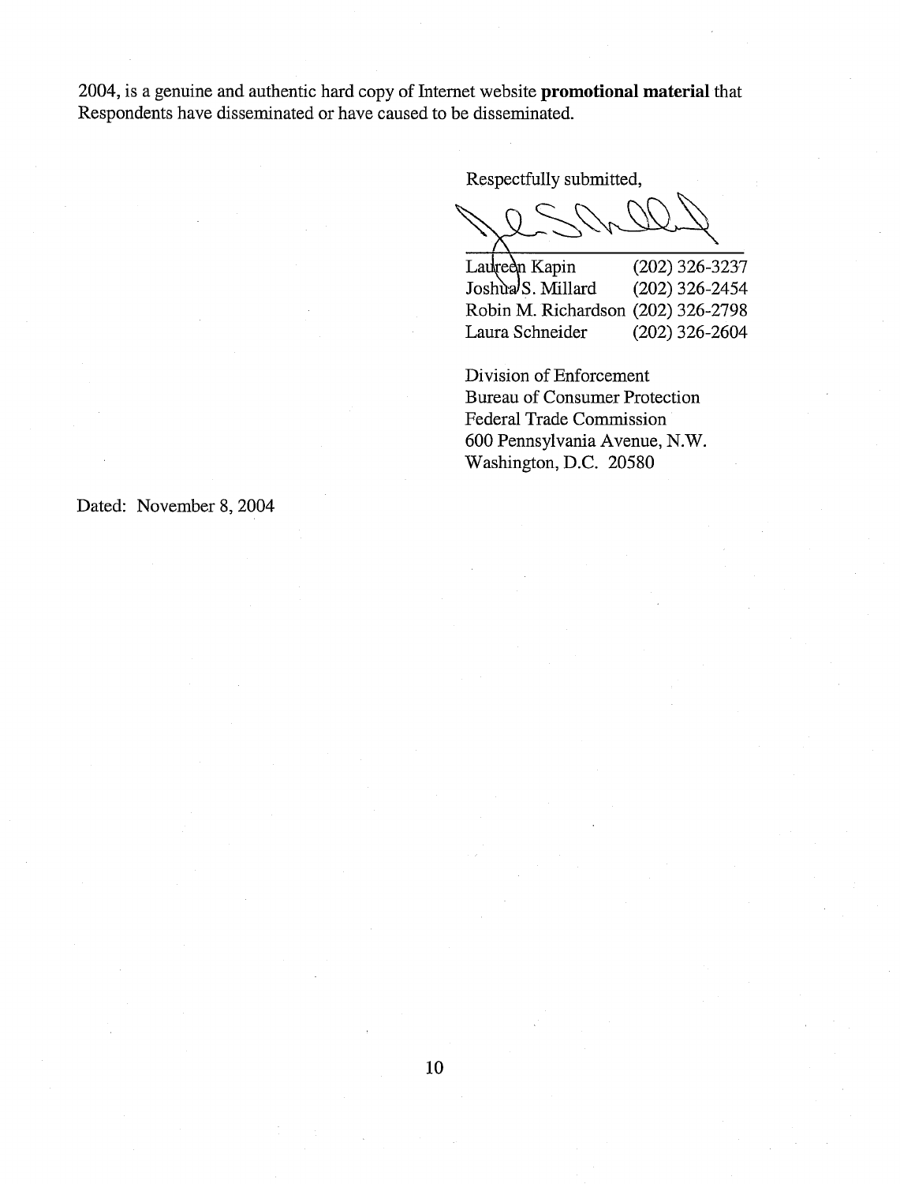2004, is a genuine and authentic hard copy of Internet website **promotional material** that Respondents have disseminated or have caused to be disseminated.

Respectfully submitted,

| | |
|---|---|
| Laureen Kapin | (202) 326-3237 |
| Joshua S. Millard | (202) 326-2454 |
| Robin M. Richardson | (202) 326-2798 |
| Laura Schneider | (202) 326-2604 |

Division of Enforcement
Bureau of Consumer Protection
Federal Trade Commission
600 Pennsylvania Avenue, N.W.
Washington, D.C. 20580

Dated: November 8, 2004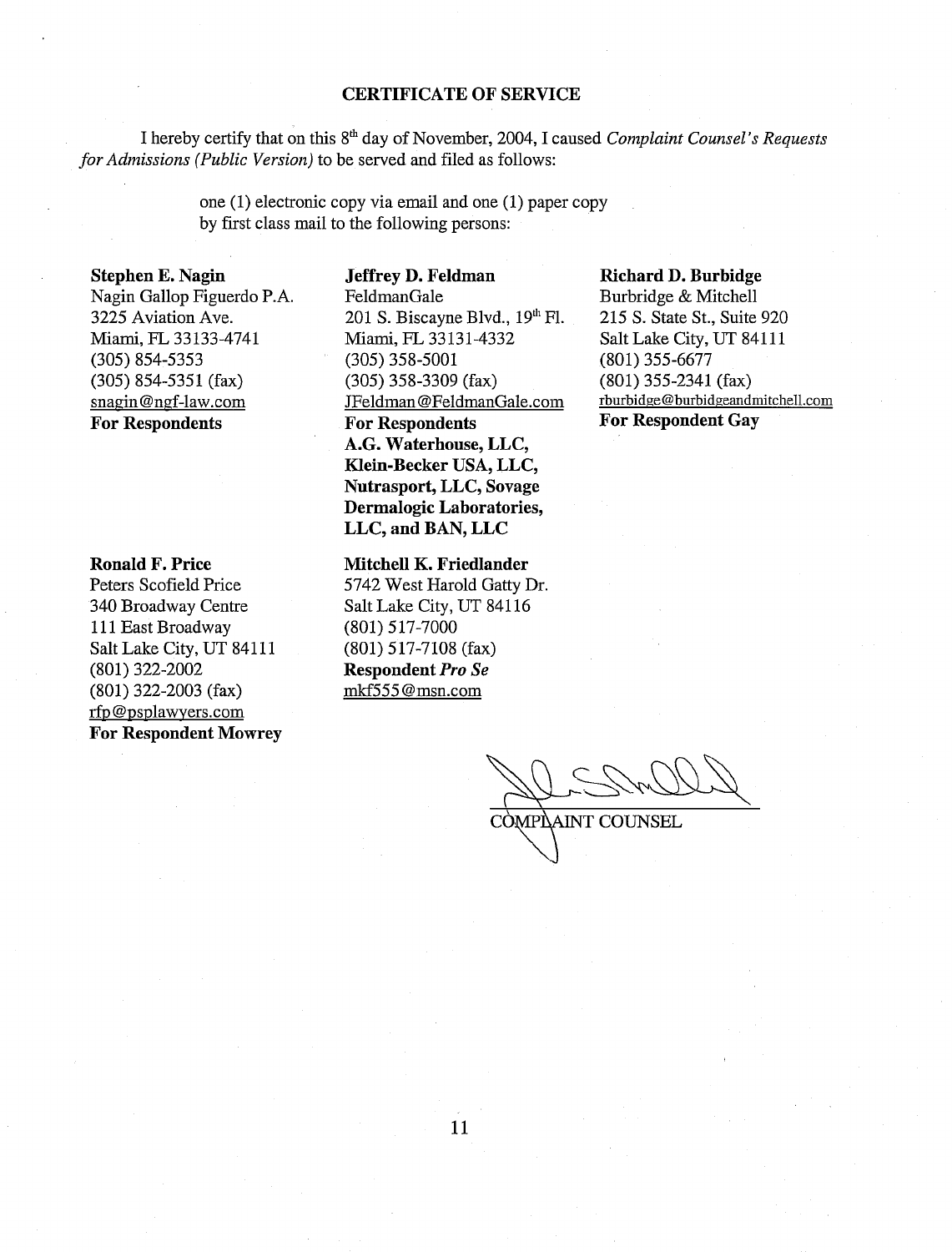## CERTIFICATE OF SERVICE

I hereby certify that on this 8th day of November, 2004, I caused *Complaint Counsel's Requests for Admissions (Public Version)* to be served and filed as follows:

one (1) electronic copy via email and one (1) paper copy by first class mail to the following persons:

**Stephen E. Nagin**
Nagin Gallop Figuerdo P.A.
3225 Aviation Ave.
Miami, FL 33133-4741
(305) 854-5353
(305) 854-5351 (fax)
snagin@ngf-law.com
**For Respondents**

**Jeffrey D. Feldman**
FeldmanGale
201 S. Biscayne Blvd., 19th Fl.
Miami, FL 33131-4332
(305) 358-5001
(305) 358-3309 (fax)
JFeldman@FeldmanGale.com
**For Respondents A.G. Waterhouse, LLC, Klein-Becker USA, LLC, Nutrasport, LLC, Sovage Dermalogic Laboratories, LLC, and BAN, LLC**

**Richard D. Burbidge**
Burbridge & Mitchell
215 S. State St., Suite 920
Salt Lake City, UT 84111
(801) 355-6677
(801) 355-2341 (fax)
rburbidge@burbidgeandmitchell.com
**For Respondent Gay**

**Ronald F. Price**
Peters Scofield Price
340 Broadway Centre
111 East Broadway
Salt Lake City, UT 84111
(801) 322-2002
(801) 322-2003 (fax)
rfp@psplawyers.com
**For Respondent Mowrey**

**Mitchell K. Friedlander**
5742 West Harold Gatty Dr.
Salt Lake City, UT 84116
(801) 517-7000
(801) 517-7108 (fax)
**Respondent *Pro Se***
mkf555@msn.com

COMPLAINT COUNSEL